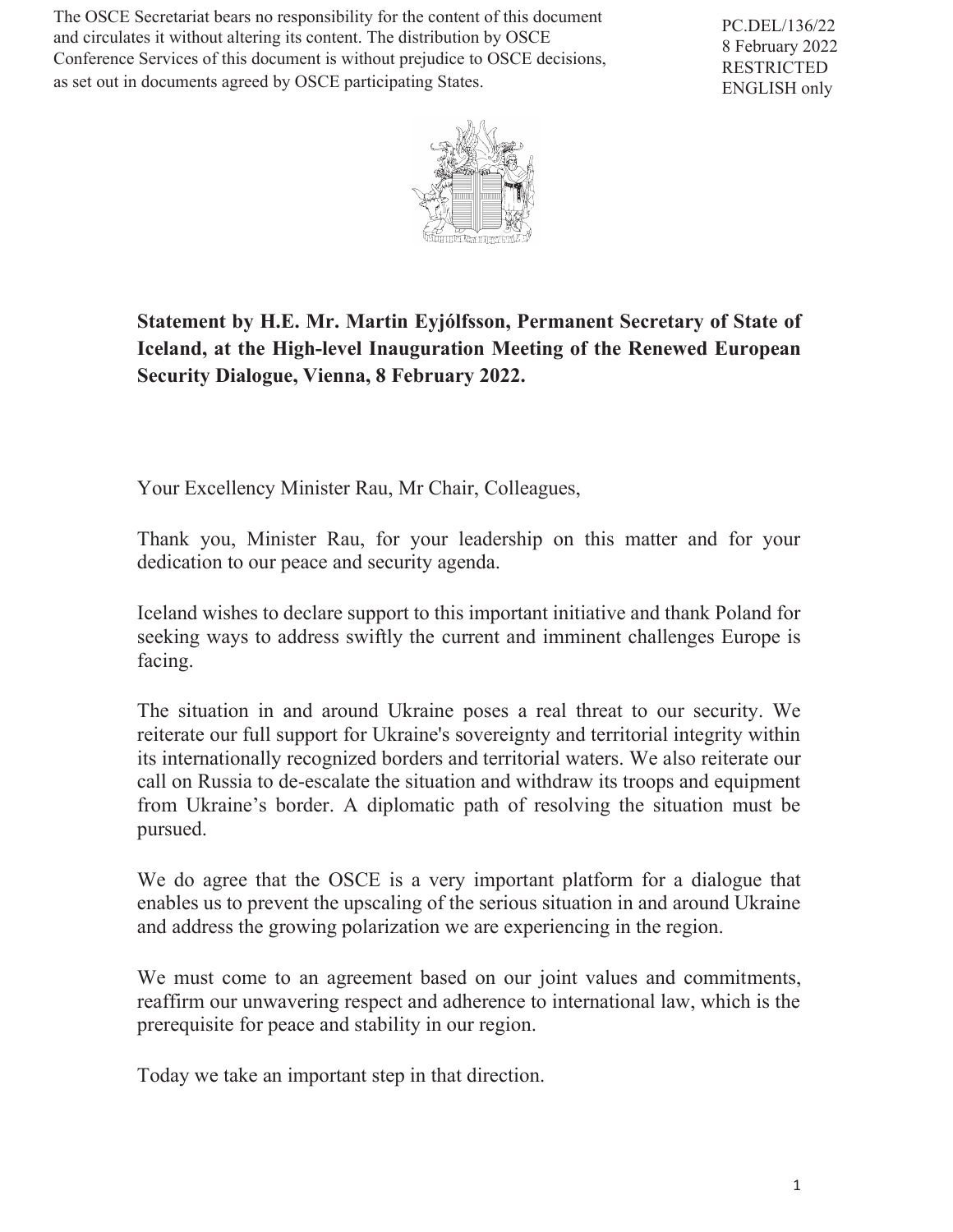The OSCE Secretariat bears no responsibility for the content of this document and circulates it without altering its content. The distribution by OSCE Conference Services of this document is without prejudice to OSCE decisions, as set out in documents agreed by OSCE participating States.

PC.DEL/136/22
8 February 2022
RESTRICTED
ENGLISH only

**Statement by H.E. Mr. Martin Eyjólfsson, Permanent Secretary of State of Iceland, at the High-level Inauguration Meeting of the Renewed European Security Dialogue, Vienna, 8 February 2022.**

Your Excellency Minister Rau, Mr Chair, Colleagues,

Thank you, Minister Rau, for your leadership on this matter and for your dedication to our peace and security agenda.

Iceland wishes to declare support to this important initiative and thank Poland for seeking ways to address swiftly the current and imminent challenges Europe is facing.

The situation in and around Ukraine poses a real threat to our security. We reiterate our full support for Ukraine's sovereignty and territorial integrity within its internationally recognized borders and territorial waters. We also reiterate our call on Russia to de-escalate the situation and withdraw its troops and equipment from Ukraine's border. A diplomatic path of resolving the situation must be pursued.

We do agree that the OSCE is a very important platform for a dialogue that enables us to prevent the upscaling of the serious situation in and around Ukraine and address the growing polarization we are experiencing in the region.

We must come to an agreement based on our joint values and commitments, reaffirm our unwavering respect and adherence to international law, which is the prerequisite for peace and stability in our region.

Today we take an important step in that direction.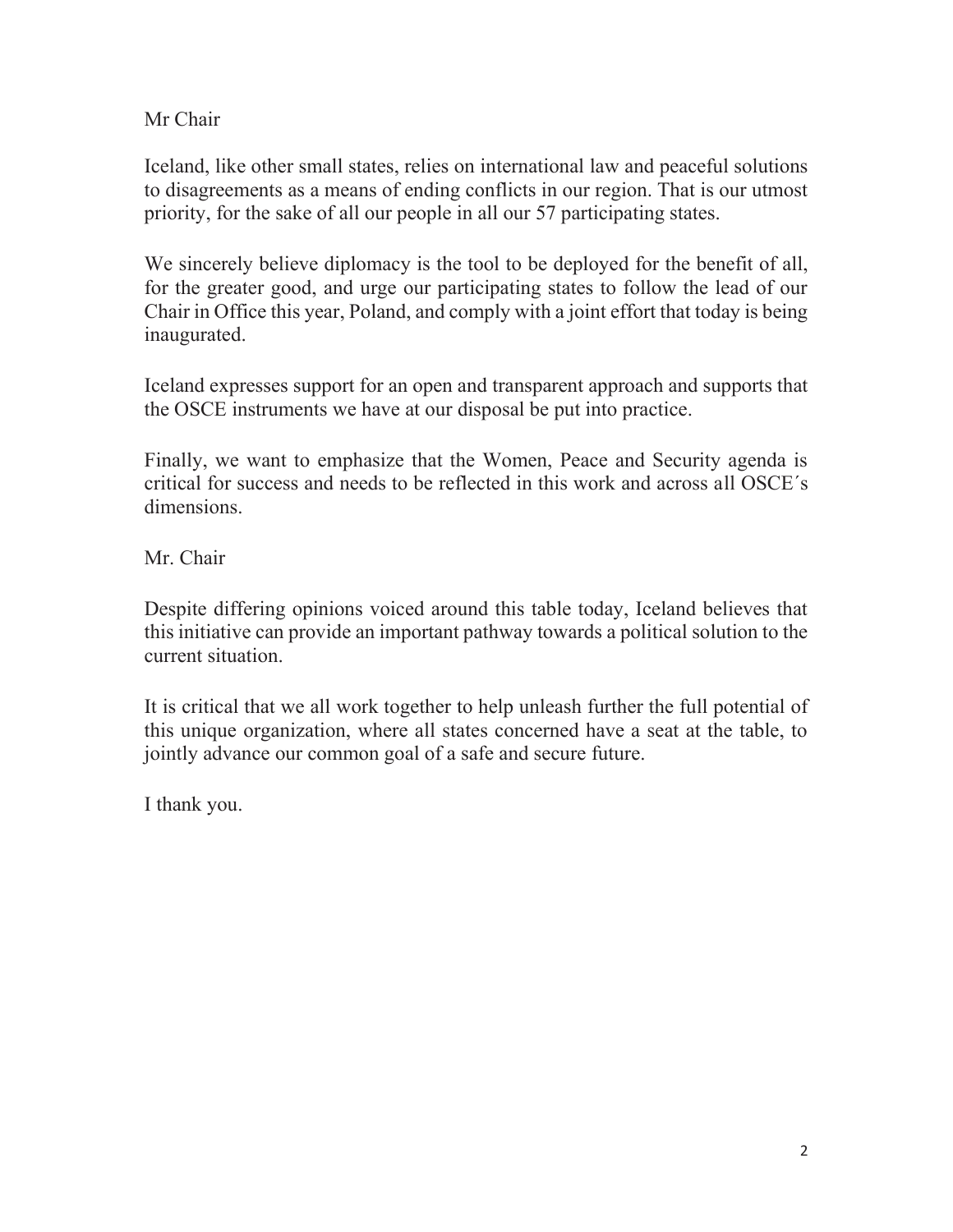Mr Chair

Iceland, like other small states, relies on international law and peaceful solutions to disagreements as a means of ending conflicts in our region. That is our utmost priority, for the sake of all our people in all our 57 participating states.

We sincerely believe diplomacy is the tool to be deployed for the benefit of all, for the greater good, and urge our participating states to follow the lead of our Chair in Office this year, Poland, and comply with a joint effort that today is being inaugurated.

Iceland expresses support for an open and transparent approach and supports that the OSCE instruments we have at our disposal be put into practice.

Finally, we want to emphasize that the Women, Peace and Security agenda is critical for success and needs to be reflected in this work and across all OSCE´s dimensions.

Mr. Chair

Despite differing opinions voiced around this table today, Iceland believes that this initiative can provide an important pathway towards a political solution to the current situation.

It is critical that we all work together to help unleash further the full potential of this unique organization, where all states concerned have a seat at the table, to jointly advance our common goal of a safe and secure future.

I thank you.